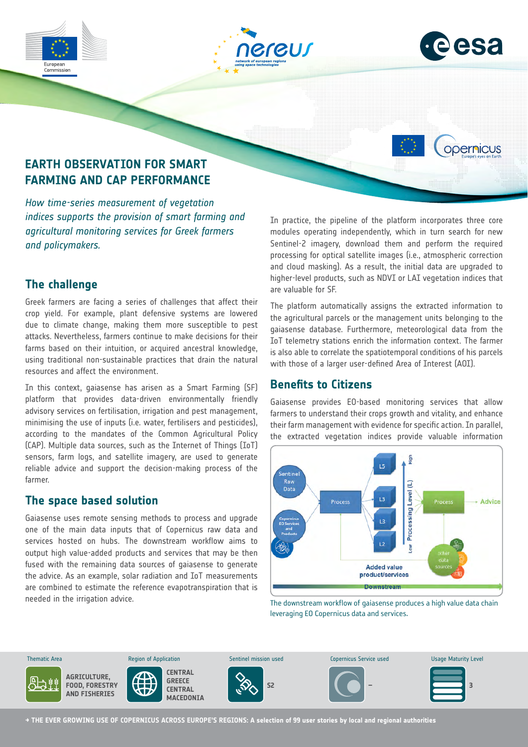# EARTH OBSERVATION FOR SMART FARMING AND CAP PERFORMANCE

*How time-series measurement of vegetation indices supports the provision of smart farming and agricultural monitoring services for Greek farmers and policymakers.*

## The challenge

Greek farmers are facing a series of challenges that affect their crop yield. For example, plant defensive systems are lowered due to climate change, making them more susceptible to pest attacks. Nevertheless, farmers continue to make decisions for their farms based on their intuition, or acquired ancestral knowledge, using traditional non-sustainable practices that drain the natural resources and affect the environment.

In this context, gaiasense has arisen as a Smart Farming (SF) platform that provides data-driven environmentally friendly advisory services on fertilisation, irrigation and pest management, minimising the use of inputs (i.e. water, fertilisers and pesticides), according to the mandates of the Common Agricultural Policy (CAP). Multiple data sources, such as the Internet of Things (IoT) sensors, farm logs, and satellite imagery, are used to generate reliable advice and support the decision-making process of the farmer.

## The space based solution

Gaiasense uses remote sensing methods to process and upgrade one of the main data inputs that of Copernicus raw data and services hosted on hubs. The downstream workflow aims to output high value-added products and services that may be then fused with the remaining data sources of gaiasense to generate the advice. As an example, solar radiation and IoT measurements are combined to estimate the reference evapotranspiration that is needed in the irrigation advice.

In practice, the pipeline of the platform incorporates three core modules operating independently, which in turn search for new Sentinel-2 imagery, download them and perform the required processing for optical satellite images (i.e., atmospheric correction and cloud masking). As a result, the initial data are upgraded to higher-level products, such as NDVI or LAI vegetation indices that are valuable for SF.

The platform automatically assigns the extracted information to the agricultural parcels or the management units belonging to the gaiasense database. Furthermore, meteorological data from the IoT telemetry stations enrich the information context. The farmer is also able to correlate the spatiotemporal conditions of his parcels with those of a larger user-defined Area of Interest (AOI).

## Benefits to Citizens

Gaiasense provides EO-based monitoring services that allow farmers to understand their crops growth and vitality, and enhance their farm management with evidence for specific action. In parallel, the extracted vegetation indices provide valuable information

The downstream workflow of gaiasense produces a high value data chain leveraging EO Copernicus data and services.

| Thematic Area | Region of Application | Sentinel mission used | Copernicus Service used | Usage Maturity Level |
| --- | --- | --- | --- | --- |
| AGRICULTURE, FOOD, FORESTRY AND FISHERIES | CENTRAL GREECE CENTRAL MACEDONIA | S2 | – | 3 |

→ THE EVER GROWING USE OF COPERNICUS ACROSS EUROPE'S REGIONS: A selection of 99 user stories by local and regional authorities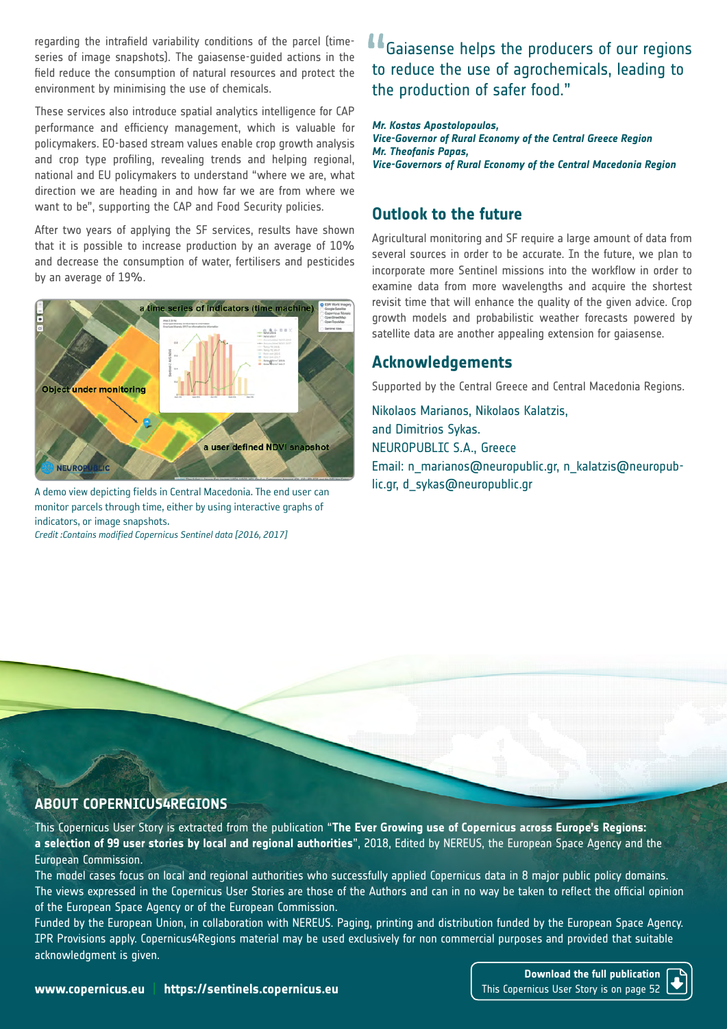regarding the intrafield variability conditions of the parcel (time-series of image snapshots). The gaiasense-guided actions in the field reduce the consumption of natural resources and protect the environment by minimising the use of chemicals.

These services also introduce spatial analytics intelligence for CAP performance and efficiency management, which is valuable for policymakers. EO-based stream values enable crop growth analysis and crop type profiling, revealing trends and helping regional, national and EU policymakers to understand "where we are, what direction we are heading in and how far we are from where we want to be", supporting the CAP and Food Security policies.

After two years of applying the SF services, results have shown that it is possible to increase production by an average of 10% and decrease the consumption of water, fertilisers and pesticides by an average of 19%.

a time series of indicators (time machine)

Object under monitoring

a user defined NDVI snapshot

NEUROPUBLIC

A demo view depicting fields in Central Macedonia. The end user can monitor parcels through time, either by using interactive graphs of indicators, or image snapshots.

*Credit :Contains modified Copernicus Sentinel data [2016, 2017]*

> "Gaiasense helps the producers of our regions to reduce the use of agrochemicals, leading to the production of safer food."

***Mr. Kostas Apostolopoulos,***
***Vice-Governor of Rural Economy of the Central Greece Region***
***Mr. Theofanis Papas,***
***Vice-Governors of Rural Economy of the Central Macedonia Region***

## Outlook to the future

Agricultural monitoring and SF require a large amount of data from several sources in order to be accurate. In the future, we plan to incorporate more Sentinel missions into the workflow in order to examine data from more wavelengths and acquire the shortest revisit time that will enhance the quality of the given advice. Crop growth models and probabilistic weather forecasts powered by satellite data are another appealing extension for gaiasense.

## Acknowledgements

Supported by the Central Greece and Central Macedonia Regions.

Nikolaos Marianos, Nikolaos Kalatzis,
and Dimitrios Sykas.
NEUROPUBLIC S.A., Greece
Email: n_marianos@neuropublic.gr, n_kalatzis@neuropublic.gr, d_sykas@neuropublic.gr

## ABOUT COPERNICUS4REGIONS

This Copernicus User Story is extracted from the publication "**The Ever Growing use of Copernicus across Europe's Regions: a selection of 99 user stories by local and regional authorities**", 2018, Edited by NEREUS, the European Space Agency and the European Commission.
The model cases focus on local and regional authorities who successfully applied Copernicus data in 8 major public policy domains. The views expressed in the Copernicus User Stories are those of the Authors and can in no way be taken to reflect the official opinion of the European Space Agency or of the European Commission.
Funded by the European Union, in collaboration with NEREUS. Paging, printing and distribution funded by the European Space Agency. IPR Provisions apply. Copernicus4Regions material may be used exclusively for non commercial purposes and provided that suitable acknowledgment is given.

**www.copernicus.eu** | **https://sentinels.copernicus.eu**

**Download the full publication**
This Copernicus User Story is on page 52